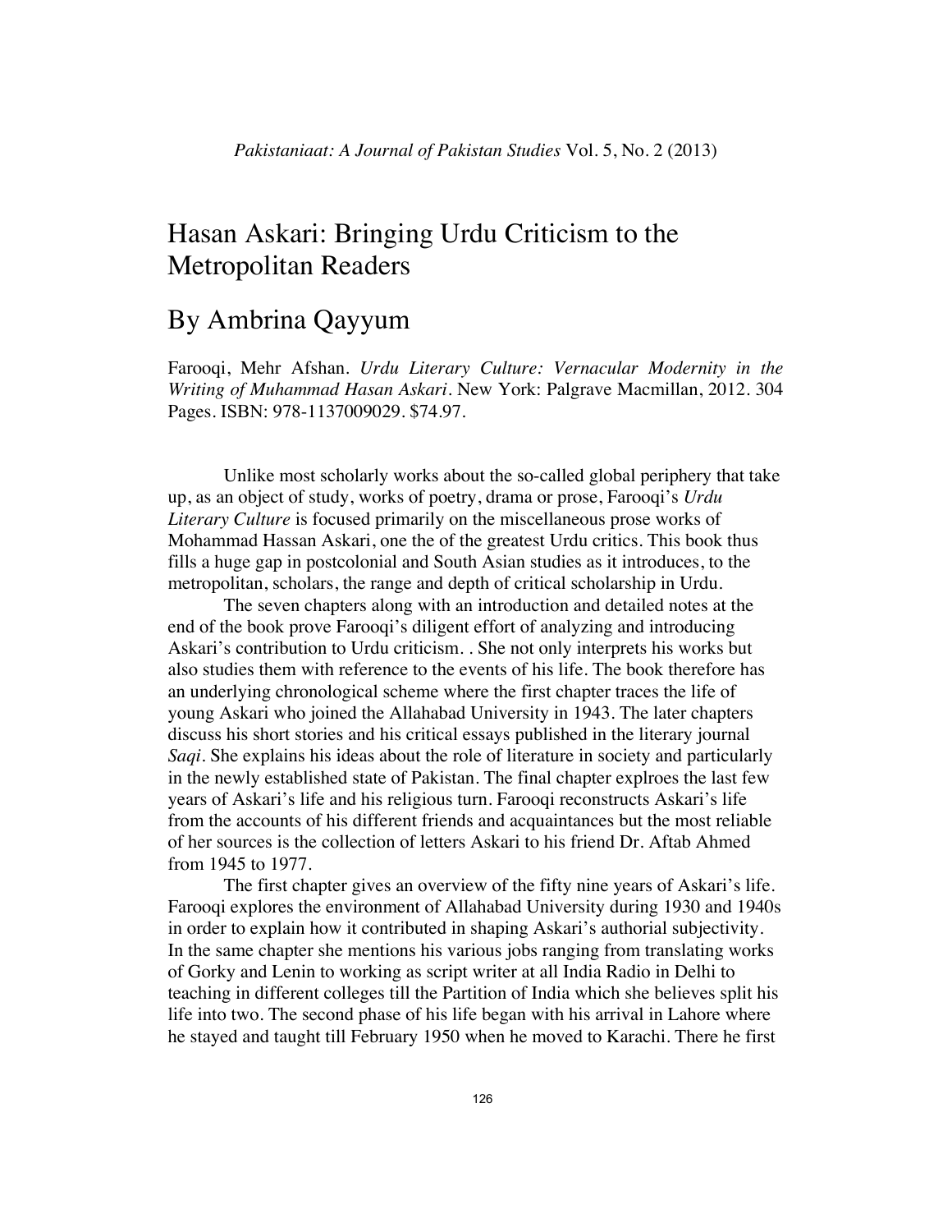# Hasan Askari: Bringing Urdu Criticism to the Metropolitan Readers

## By Ambrina Qayyum

Farooqi, Mehr Afshan. *Urdu Literary Culture: Vernacular Modernity in the Writing of Muhammad Hasan Askari*. New York: Palgrave Macmillan, 2012. 304 Pages. ISBN: 978-1137009029. $74.97.

Unlike most scholarly works about the so-called global periphery that take up, as an object of study, works of poetry, drama or prose, Farooqi's *Urdu Literary Culture* is focused primarily on the miscellaneous prose works of Mohammad Hassan Askari, one the of the greatest Urdu critics. This book thus fills a huge gap in postcolonial and South Asian studies as it introduces, to the metropolitan, scholars, the range and depth of critical scholarship in Urdu.

The seven chapters along with an introduction and detailed notes at the end of the book prove Farooqi's diligent effort of analyzing and introducing Askari's contribution to Urdu criticism. . She not only interprets his works but also studies them with reference to the events of his life. The book therefore has an underlying chronological scheme where the first chapter traces the life of young Askari who joined the Allahabad University in 1943. The later chapters discuss his short stories and his critical essays published in the literary journal *Saqi*. She explains his ideas about the role of literature in society and particularly in the newly established state of Pakistan. The final chapter explroes the last few years of Askari's life and his religious turn. Farooqi reconstructs Askari's life from the accounts of his different friends and acquaintances but the most reliable of her sources is the collection of letters Askari to his friend Dr. Aftab Ahmed from 1945 to 1977.

The first chapter gives an overview of the fifty nine years of Askari's life. Farooqi explores the environment of Allahabad University during 1930 and 1940s in order to explain how it contributed in shaping Askari's authorial subjectivity. In the same chapter she mentions his various jobs ranging from translating works of Gorky and Lenin to working as script writer at all India Radio in Delhi to teaching in different colleges till the Partition of India which she believes split his life into two. The second phase of his life began with his arrival in Lahore where he stayed and taught till February 1950 when he moved to Karachi. There he first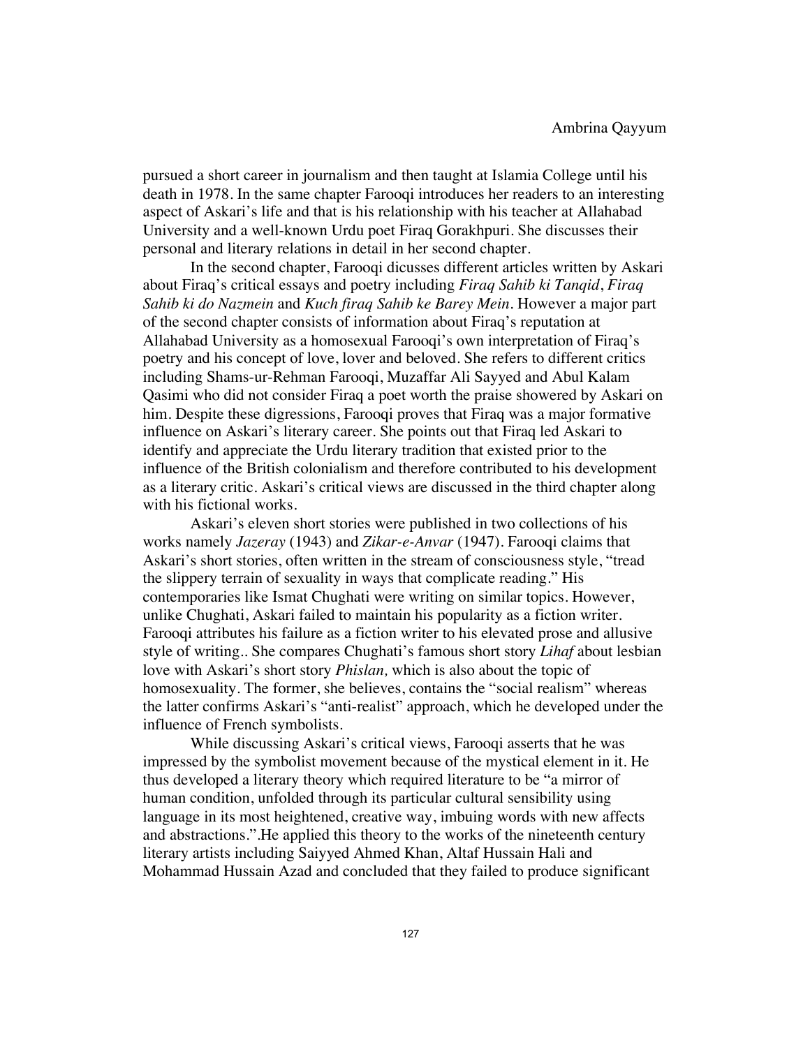pursued a short career in journalism and then taught at Islamia College until his death in 1978. In the same chapter Farooqi introduces her readers to an interesting aspect of Askari's life and that is his relationship with his teacher at Allahabad University and a well-known Urdu poet Firaq Gorakhpuri. She discusses their personal and literary relations in detail in her second chapter.

In the second chapter, Farooqi dicusses different articles written by Askari about Firaq's critical essays and poetry including *Firaq Sahib ki Tanqid*, *Firaq Sahib ki do Nazmein* and *Kuch firaq Sahib ke Barey Mein*. However a major part of the second chapter consists of information about Firaq's reputation at Allahabad University as a homosexual Farooqi's own interpretation of Firaq's poetry and his concept of love, lover and beloved. She refers to different critics including Shams-ur-Rehman Farooqi, Muzaffar Ali Sayyed and Abul Kalam Qasimi who did not consider Firaq a poet worth the praise showered by Askari on him. Despite these digressions, Farooqi proves that Firaq was a major formative influence on Askari's literary career. She points out that Firaq led Askari to identify and appreciate the Urdu literary tradition that existed prior to the influence of the British colonialism and therefore contributed to his development as a literary critic. Askari's critical views are discussed in the third chapter along with his fictional works.

Askari's eleven short stories were published in two collections of his works namely *Jazeray* (1943) and *Zikar-e-Anvar* (1947). Farooqi claims that Askari's short stories, often written in the stream of consciousness style, "tread the slippery terrain of sexuality in ways that complicate reading." His contemporaries like Ismat Chughati were writing on similar topics. However, unlike Chughati, Askari failed to maintain his popularity as a fiction writer. Farooqi attributes his failure as a fiction writer to his elevated prose and allusive style of writing.. She compares Chughati's famous short story *Lihaf* about lesbian love with Askari's short story *Phislan,* which is also about the topic of homosexuality. The former, she believes, contains the "social realism" whereas the latter confirms Askari's "anti-realist" approach, which he developed under the influence of French symbolists.

While discussing Askari's critical views, Farooqi asserts that he was impressed by the symbolist movement because of the mystical element in it. He thus developed a literary theory which required literature to be "a mirror of human condition, unfolded through its particular cultural sensibility using language in its most heightened, creative way, imbuing words with new affects and abstractions.".He applied this theory to the works of the nineteenth century literary artists including Saiyyed Ahmed Khan, Altaf Hussain Hali and Mohammad Hussain Azad and concluded that they failed to produce significant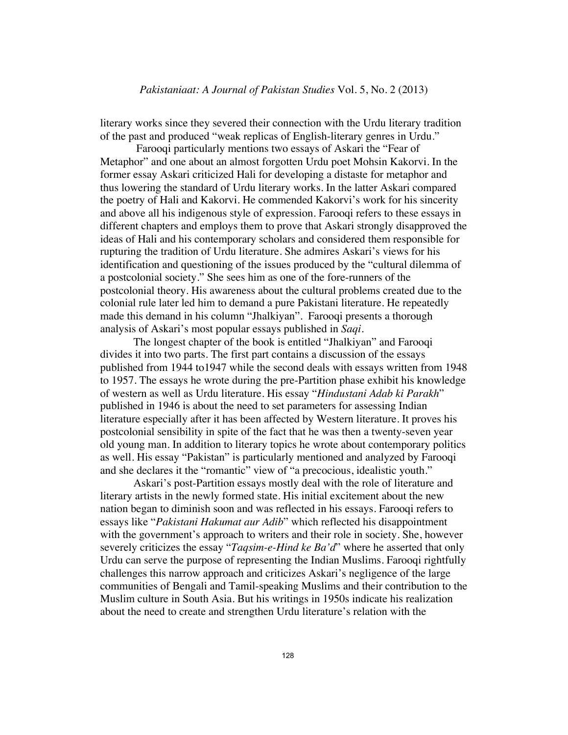literary works since they severed their connection with the Urdu literary tradition of the past and produced "weak replicas of English-literary genres in Urdu."

Farooqi particularly mentions two essays of Askari the "Fear of Metaphor" and one about an almost forgotten Urdu poet Mohsin Kakorvi. In the former essay Askari criticized Hali for developing a distaste for metaphor and thus lowering the standard of Urdu literary works. In the latter Askari compared the poetry of Hali and Kakorvi. He commended Kakorvi's work for his sincerity and above all his indigenous style of expression. Farooqi refers to these essays in different chapters and employs them to prove that Askari strongly disapproved the ideas of Hali and his contemporary scholars and considered them responsible for rupturing the tradition of Urdu literature. She admires Askari's views for his identification and questioning of the issues produced by the "cultural dilemma of a postcolonial society." She sees him as one of the fore-runners of the postcolonial theory. His awareness about the cultural problems created due to the colonial rule later led him to demand a pure Pakistani literature. He repeatedly made this demand in his column "Jhalkiyan". Farooqi presents a thorough analysis of Askari's most popular essays published in *Saqi*.

The longest chapter of the book is entitled "Jhalkiyan" and Farooqi divides it into two parts. The first part contains a discussion of the essays published from 1944 to1947 while the second deals with essays written from 1948 to 1957. The essays he wrote during the pre-Partition phase exhibit his knowledge of western as well as Urdu literature. His essay "*Hindustani Adab ki Parakh*" published in 1946 is about the need to set parameters for assessing Indian literature especially after it has been affected by Western literature. It proves his postcolonial sensibility in spite of the fact that he was then a twenty-seven year old young man. In addition to literary topics he wrote about contemporary politics as well. His essay "Pakistan" is particularly mentioned and analyzed by Farooqi and she declares it the "romantic" view of "a precocious, idealistic youth."

Askari's post-Partition essays mostly deal with the role of literature and literary artists in the newly formed state. His initial excitement about the new nation began to diminish soon and was reflected in his essays. Farooqi refers to essays like "*Pakistani Hakumat aur Adib*" which reflected his disappointment with the government's approach to writers and their role in society. She, however severely criticizes the essay "*Taqsim-e-Hind ke Ba'd*" where he asserted that only Urdu can serve the purpose of representing the Indian Muslims. Farooqi rightfully challenges this narrow approach and criticizes Askari's negligence of the large communities of Bengali and Tamil-speaking Muslims and their contribution to the Muslim culture in South Asia. But his writings in 1950s indicate his realization about the need to create and strengthen Urdu literature's relation with the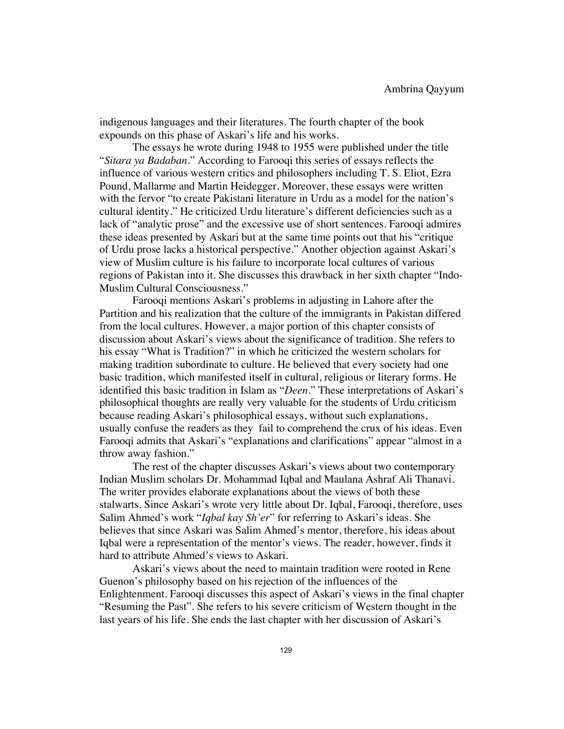indigenous languages and their literatures. The fourth chapter of the book expounds on this phase of Askari's life and his works.

The essays he wrote during 1948 to 1955 were published under the title "*Sitara ya Badaban*." According to Farooqi this series of essays reflects the influence of various western critics and philosophers including T. S. Eliot, Ezra Pound, Mallarme and Martin Heidegger. Moreover, these essays were written with the fervor "to create Pakistani literature in Urdu as a model for the nation's cultural identity." He criticized Urdu literature's different deficiencies such as a lack of "analytic prose" and the excessive use of short sentences. Farooqi admires these ideas presented by Askari but at the same time points out that his "critique of Urdu prose lacks a historical perspective." Another objection against Askari's view of Muslim culture is his failure to incorporate local cultures of various regions of Pakistan into it. She discusses this drawback in her sixth chapter "Indo-Muslim Cultural Consciousness."

Farooqi mentions Askari's problems in adjusting in Lahore after the Partition and his realization that the culture of the immigrants in Pakistan differed from the local cultures. However, a major portion of this chapter consists of discussion about Askari's views about the significance of tradition. She refers to his essay "What is Tradition?" in which he criticized the western scholars for making tradition subordinate to culture. He believed that every society had one basic tradition, which manifested itself in cultural, religious or literary forms. He identified this basic tradition in Islam as "*Deen*." These interpretations of Askari's philosophical thoughts are really very valuable for the students of Urdu criticism because reading Askari's philosophical essays, without such explanations, usually confuse the readers as they fail to comprehend the crux of his ideas. Even Farooqi admits that Askari's "explanations and clarifications" appear "almost in a throw away fashion."

The rest of the chapter discusses Askari's views about two contemporary Indian Muslim scholars Dr. Mohammad Iqbal and Maulana Ashraf Ali Thanavi. The writer provides elaborate explanations about the views of both these stalwarts. Since Askari's wrote very little about Dr. Iqbal, Farooqi, therefore, uses Salim Ahmed's work "*Iqbal kay Sh'er*" for referring to Askari's ideas. She believes that since Askari was Salim Ahmed's mentor, therefore, his ideas about Iqbal were a representation of the mentor's views. The reader, however, finds it hard to attribute Ahmed's views to Askari.

Askari's views about the need to maintain tradition were rooted in Rene Guenon's philosophy based on his rejection of the influences of the Enlightenment. Farooqi discusses this aspect of Askari's views in the final chapter "Resuming the Past". She refers to his severe criticism of Western thought in the last years of his life. She ends the last chapter with her discussion of Askari's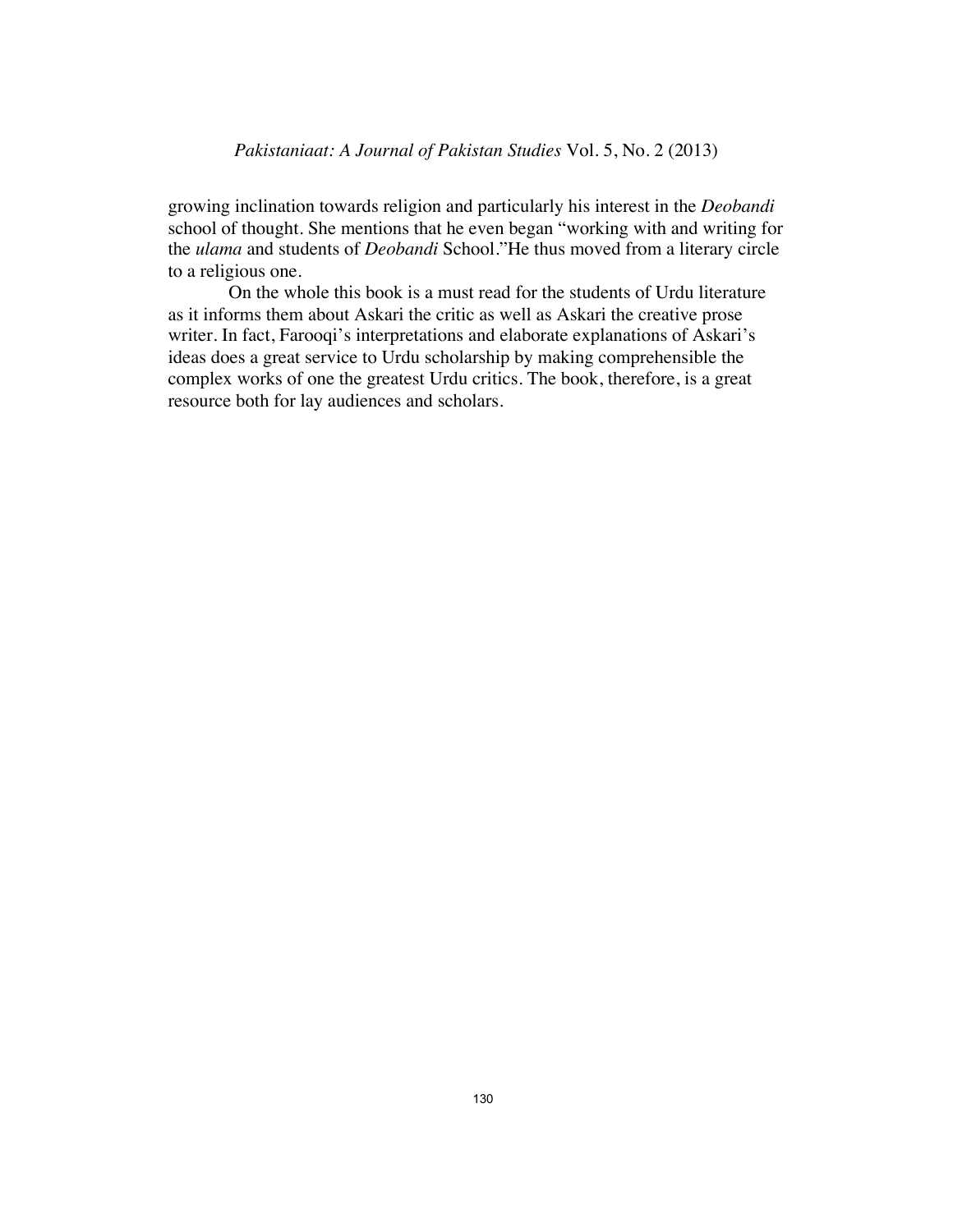growing inclination towards religion and particularly his interest in the *Deobandi* school of thought. She mentions that he even began "working with and writing for the *ulama* and students of *Deobandi* School."He thus moved from a literary circle to a religious one.

On the whole this book is a must read for the students of Urdu literature as it informs them about Askari the critic as well as Askari the creative prose writer. In fact, Farooqi's interpretations and elaborate explanations of Askari's ideas does a great service to Urdu scholarship by making comprehensible the complex works of one the greatest Urdu critics. The book, therefore, is a great resource both for lay audiences and scholars.